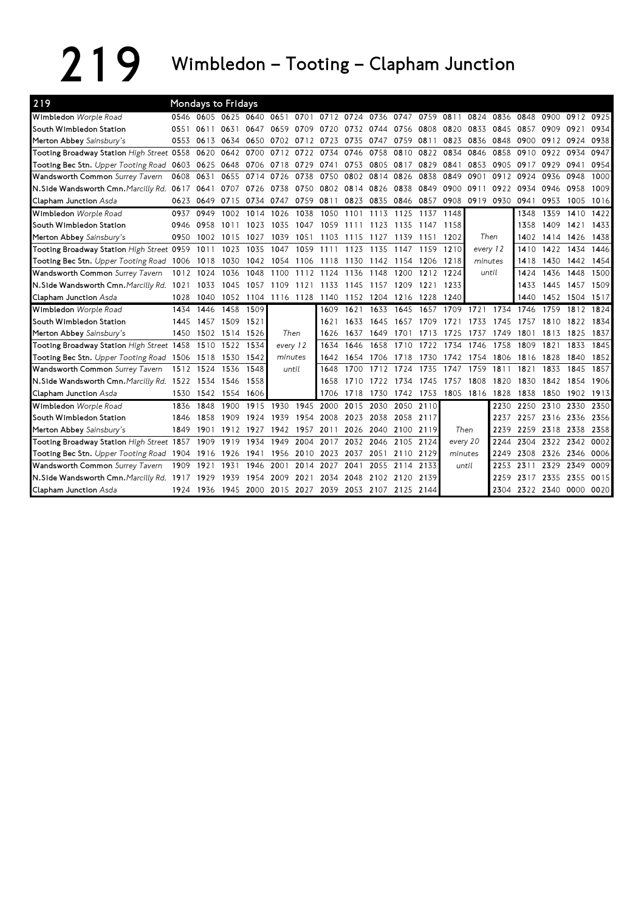# 219 Wimbledon – Tooting – Clapham Junction

**219 — Mondays to Fridays**

| Stop | | | | | | | | | | | | | | | | | | |
|---|---|---|---|---|---|---|---|---|---|---|---|---|---|---|---|---|---|---|
| Wimbledon *Worple Road* | 0546 | 0605 | 0625 | 0640 | 0651 | 0701 | 0712 | 0724 | 0736 | 0747 | 0759 | 0811 | 0824 | 0836 | 0848 | 0900 | 0912 | 0925 |
| South Wimbledon Station | 0551 | 0611 | 0631 | 0647 | 0659 | 0709 | 0720 | 0732 | 0744 | 0756 | 0808 | 0820 | 0833 | 0845 | 0857 | 0909 | 0921 | 0934 |
| Merton Abbey *Sainsbury's* | 0553 | 0613 | 0634 | 0650 | 0702 | 0712 | 0723 | 0735 | 0747 | 0759 | 0811 | 0823 | 0836 | 0848 | 0900 | 0912 | 0924 | 0938 |
| Tooting Broadway Station *High Street* | 0558 | 0620 | 0642 | 0700 | 0712 | 0722 | 0734 | 0746 | 0758 | 0810 | 0822 | 0834 | 0846 | 0858 | 0910 | 0922 | 0934 | 0947 |
| Tooting Bec Stn. *Upper Tooting Road* | 0603 | 0625 | 0648 | 0706 | 0718 | 0729 | 0741 | 0753 | 0805 | 0817 | 0829 | 0841 | 0853 | 0905 | 0917 | 0929 | 0941 | 0954 |
| Wandsworth Common *Surrey Tavern* | 0608 | 0631 | 0655 | 0714 | 0726 | 0738 | 0750 | 0802 | 0814 | 0826 | 0838 | 0849 | 0901 | 0912 | 0924 | 0936 | 0948 | 1000 |
| N.Side Wandsworth Cmn. *Marcilly Rd.* | 0617 | 0641 | 0707 | 0726 | 0738 | 0750 | 0802 | 0814 | 0826 | 0838 | 0849 | 0900 | 0911 | 0922 | 0934 | 0946 | 0958 | 1009 |
| Clapham Junction *Asda* | 0623 | 0649 | 0715 | 0734 | 0747 | 0759 | 0811 | 0823 | 0835 | 0846 | 0857 | 0908 | 0919 | 0930 | 0941 | 0953 | 1005 | 1016 |

| Stop | | | | | | | | | | | | | | | | | |
|---|---|---|---|---|---|---|---|---|---|---|---|---|---|---|---|---|---|
| Wimbledon *Worple Road* | 0937 | 0949 | 1002 | 1014 | 1026 | 1038 | 1050 | 1101 | 1113 | 1125 | 1137 | 1148 | | 1348 | 1359 | 1410 | 1422 |
| South Wimbledon Station | 0946 | 0958 | 1011 | 1023 | 1035 | 1047 | 1059 | 1111 | 1123 | 1135 | 1147 | 1158 | | 1358 | 1409 | 1421 | 1433 |
| Merton Abbey *Sainsbury's* | 0950 | 1002 | 1015 | 1027 | 1039 | 1051 | 1103 | 1115 | 1127 | 1139 | 1151 | 1202 | Then | 1402 | 1414 | 1426 | 1438 |
| Tooting Broadway Station *High Street* | 0959 | 1011 | 1023 | 1035 | 1047 | 1059 | 1111 | 1123 | 1135 | 1147 | 1159 | 1210 | every 12 | 1410 | 1422 | 1434 | 1446 |
| Tooting Bec Stn. *Upper Tooting Road* | 1006 | 1018 | 1030 | 1042 | 1054 | 1106 | 1118 | 1130 | 1142 | 1154 | 1206 | 1218 | minutes | 1418 | 1430 | 1442 | 1454 |
| Wandsworth Common *Surrey Tavern* | 1012 | 1024 | 1036 | 1048 | 1100 | 1112 | 1124 | 1136 | 1148 | 1200 | 1212 | 1224 | until | 1424 | 1436 | 1448 | 1500 |
| N.Side Wandsworth Cmn. *Marcilly Rd.* | 1021 | 1033 | 1045 | 1057 | 1109 | 1121 | 1133 | 1145 | 1157 | 1209 | 1221 | 1233 | | 1433 | 1445 | 1457 | 1509 |
| Clapham Junction *Asda* | 1028 | 1040 | 1052 | 1104 | 1116 | 1128 | 1140 | 1152 | 1204 | 1216 | 1228 | 1240 | | 1440 | 1452 | 1504 | 1517 |

| Stop | | | | | | | | | | | | | | | | | | |
|---|---|---|---|---|---|---|---|---|---|---|---|---|---|---|---|---|---|---|
| Wimbledon *Worple Road* | 1434 | 1446 | 1458 | 1509 | | 1609 | 1621 | 1633 | 1645 | 1657 | 1709 | 1721 | 1734 | 1746 | 1759 | 1812 | 1824 |
| South Wimbledon Station | 1445 | 1457 | 1509 | 1521 | | 1621 | 1633 | 1645 | 1657 | 1709 | 1721 | 1733 | 1745 | 1757 | 1810 | 1822 | 1834 |
| Merton Abbey *Sainsbury's* | 1450 | 1502 | 1514 | 1526 | Then | 1626 | 1637 | 1649 | 1701 | 1713 | 1725 | 1737 | 1749 | 1801 | 1813 | 1825 | 1837 |
| Tooting Broadway Station *High Street* | 1458 | 1510 | 1522 | 1534 | every 12 | 1634 | 1646 | 1658 | 1710 | 1722 | 1734 | 1746 | 1758 | 1809 | 1821 | 1833 | 1845 |
| Tooting Bec Stn. *Upper Tooting Road* | 1506 | 1518 | 1530 | 1542 | minutes | 1642 | 1654 | 1706 | 1718 | 1730 | 1742 | 1754 | 1806 | 1816 | 1828 | 1840 | 1852 |
| Wandsworth Common *Surrey Tavern* | 1512 | 1524 | 1536 | 1548 | until | 1648 | 1700 | 1712 | 1724 | 1735 | 1747 | 1759 | 1811 | 1821 | 1833 | 1845 | 1857 |
| N.Side Wandsworth Cmn. *Marcilly Rd.* | 1522 | 1534 | 1546 | 1558 | | 1658 | 1710 | 1722 | 1734 | 1745 | 1757 | 1808 | 1820 | 1830 | 1842 | 1854 | 1906 |
| Clapham Junction *Asda* | 1530 | 1542 | 1554 | 1606 | | 1706 | 1718 | 1730 | 1742 | 1753 | 1805 | 1816 | 1828 | 1838 | 1850 | 1902 | 1913 |

| Stop | | | | | | | | | | | | | | | | | |
|---|---|---|---|---|---|---|---|---|---|---|---|---|---|---|---|---|---|
| Wimbledon *Worple Road* | 1836 | 1848 | 1900 | 1915 | 1930 | 1945 | 2000 | 2015 | 2030 | 2050 | 2110 | | 2230 | 2250 | 2310 | 2330 | 2350 |
| South Wimbledon Station | 1846 | 1858 | 1909 | 1924 | 1939 | 1954 | 2008 | 2023 | 2038 | 2058 | 2117 | | 2237 | 2257 | 2316 | 2336 | 2356 |
| Merton Abbey *Sainsbury's* | 1849 | 1901 | 1912 | 1927 | 1942 | 1957 | 2011 | 2026 | 2040 | 2100 | 2119 | Then | 2239 | 2259 | 2318 | 2338 | 2358 |
| Tooting Broadway Station *High Street* | 1857 | 1909 | 1919 | 1934 | 1949 | 2004 | 2017 | 2032 | 2046 | 2105 | 2124 | every 20 | 2244 | 2304 | 2322 | 2342 | 0002 |
| Tooting Bec Stn. *Upper Tooting Road* | 1904 | 1916 | 1926 | 1941 | 1956 | 2010 | 2023 | 2037 | 2051 | 2110 | 2129 | minutes | 2249 | 2308 | 2326 | 2346 | 0006 |
| Wandsworth Common *Surrey Tavern* | 1909 | 1921 | 1931 | 1946 | 2001 | 2014 | 2027 | 2041 | 2055 | 2114 | 2133 | until | 2253 | 2311 | 2329 | 2349 | 0009 |
| N.Side Wandsworth Cmn. *Marcilly Rd.* | 1917 | 1929 | 1939 | 1954 | 2009 | 2021 | 2034 | 2048 | 2102 | 2120 | 2139 | | 2259 | 2317 | 2335 | 2355 | 0015 |
| Clapham Junction *Asda* | 1924 | 1936 | 1945 | 2000 | 2015 | 2027 | 2039 | 2053 | 2107 | 2125 | 2144 | | 2304 | 2322 | 2340 | 0000 | 0020 |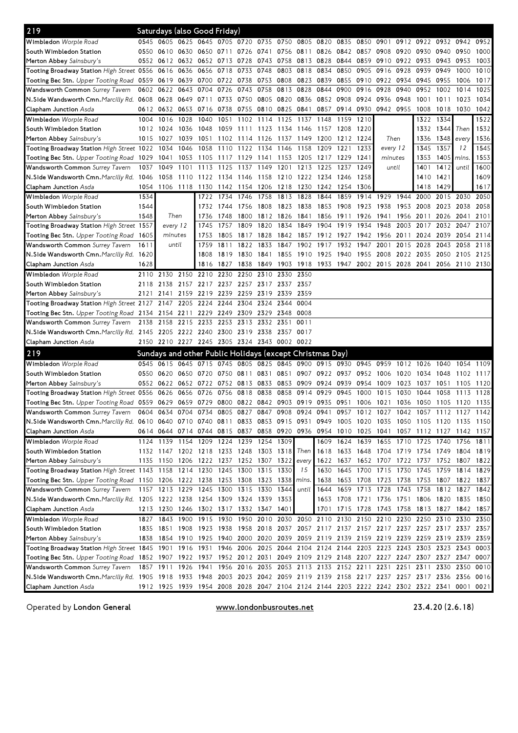## 219 Saturdays (also Good Friday)

| Stop | | | | | | | | | | | | | | | | | | |
|---|---|---|---|---|---|---|---|---|---|---|---|---|---|---|---|---|---|---|
| Wimbledon *Worple Road* | 0545 | 0605 | 0625 | 0645 | 0705 | 0720 | 0735 | 0750 | 0805 | 0820 | 0835 | 0850 | 0901 | 0912 | 0922 | 0932 | 0942 | 0952 |
| South Wimbledon Station | 0550 | 0610 | 0630 | 0650 | 0711 | 0726 | 0741 | 0756 | 0811 | 0826 | 0842 | 0857 | 0908 | 0920 | 0930 | 0940 | 0950 | 1000 |
| Merton Abbey *Sainsbury's* | 0552 | 0612 | 0632 | 0652 | 0713 | 0728 | 0743 | 0758 | 0813 | 0828 | 0844 | 0859 | 0910 | 0922 | 0933 | 0943 | 0953 | 1003 |
| Tooting Broadway Station *High Street* | 0556 | 0616 | 0636 | 0656 | 0718 | 0733 | 0748 | 0803 | 0818 | 0834 | 0850 | 0905 | 0916 | 0928 | 0939 | 0949 | 1000 | 1010 |
| Tooting Bec Stn. *Upper Tooting Road* | 0559 | 0619 | 0639 | 0700 | 0722 | 0738 | 0753 | 0808 | 0823 | 0839 | 0855 | 0910 | 0922 | 0934 | 0945 | 0955 | 1006 | 1017 |
| Wandsworth Common *Surrey Tavern* | 0602 | 0622 | 0643 | 0704 | 0726 | 0743 | 0758 | 0813 | 0828 | 0844 | 0900 | 0916 | 0928 | 0940 | 0952 | 1002 | 1014 | 1025 |
| N.Side Wandsworth Cmn. *Marcilly Rd.* | 0608 | 0628 | 0649 | 0711 | 0733 | 0750 | 0805 | 0820 | 0836 | 0852 | 0908 | 0924 | 0936 | 0948 | 1001 | 1011 | 1023 | 1034 |
| Clapham Junction *Asda* | 0612 | 0632 | 0653 | 0716 | 0738 | 0755 | 0810 | 0825 | 0841 | 0857 | 0914 | 0930 | 0942 | 0955 | 1008 | 1018 | 1030 | 1042 |

| Stop | | | | | | | | | | | | | | | | | |
|---|---|---|---|---|---|---|---|---|---|---|---|---|---|---|---|---|---|
| Wimbledon *Worple Road* | 1004 | 1016 | 1028 | 1040 | 1051 | 1102 | 1114 | 1125 | 1137 | 1148 | 1159 | 1210 | | 1322 | 1334 | | 1522 |
| South Wimbledon Station | 1012 | 1024 | 1036 | 1048 | 1059 | 1111 | 1123 | 1134 | 1146 | 1157 | 1208 | 1220 | Then | 1332 | 1344 | Then | 1532 |
| Merton Abbey *Sainsbury's* | 1015 | 1027 | 1039 | 1051 | 1102 | 1114 | 1126 | 1137 | 1149 | 1200 | 1212 | 1224 | every 12 | 1336 | 1348 | every | 1536 |
| Tooting Broadway Station *High Street* | 1022 | 1034 | 1046 | 1058 | 1110 | 1122 | 1134 | 1146 | 1158 | 1209 | 1221 | 1233 | minutes | 1345 | 1357 | 12 | 1545 |
| Tooting Bec Stn. *Upper Tooting Road* | 1029 | 1041 | 1053 | 1105 | 1117 | 1129 | 1141 | 1153 | 1205 | 1217 | 1229 | 1241 | until | 1353 | 1405 | mins. | 1553 |
| Wandsworth Common *Surrey Tavern* | 1037 | 1049 | 1101 | 1113 | 1125 | 1137 | 1149 | 1201 | 1213 | 1225 | 1237 | 1249 | | 1401 | 1412 | until | 1600 |
| N.Side Wandsworth Cmn. *Marcilly Rd.* | 1046 | 1058 | 1110 | 1122 | 1134 | 1146 | 1158 | 1210 | 1222 | 1234 | 1246 | 1258 | | 1410 | 1421 | | 1609 |
| Clapham Junction *Asda* | 1054 | 1106 | 1118 | 1130 | 1142 | 1154 | 1206 | 1218 | 1230 | 1242 | 1254 | 1306 | | 1418 | 1429 | | 1617 |

| Stop | | | | | | | | | | | | | | | | |
|---|---|---|---|---|---|---|---|---|---|---|---|---|---|---|---|---|
| Wimbledon *Worple Road* | 1534 | | 1722 | 1734 | 1746 | 1758 | 1813 | 1828 | 1844 | 1859 | 1914 | 1929 | 1944 | 2000 | 2015 | 2030 | 2050 |
| South Wimbledon Station | 1544 | Then | 1732 | 1744 | 1756 | 1808 | 1823 | 1838 | 1853 | 1908 | 1923 | 1938 | 1953 | 2008 | 2023 | 2038 | 2058 |
| Merton Abbey *Sainsbury's* | 1548 | every 12 | 1736 | 1748 | 1800 | 1812 | 1826 | 1841 | 1856 | 1911 | 1926 | 1941 | 1956 | 2011 | 2026 | 2041 | 2101 |
| Tooting Broadway Station *High Street* | 1557 | minutes | 1745 | 1757 | 1809 | 1820 | 1834 | 1849 | 1904 | 1919 | 1934 | 1948 | 2003 | 2017 | 2032 | 2047 | 2107 |
| Tooting Bec Stn. *Upper Tooting Road* | 1605 | until | 1753 | 1805 | 1817 | 1828 | 1842 | 1857 | 1912 | 1927 | 1942 | 1956 | 2011 | 2024 | 2039 | 2054 | 2114 |
| Wandsworth Common *Surrey Tavern* | 1611 | | 1759 | 1811 | 1822 | 1833 | 1847 | 1902 | 1917 | 1932 | 1947 | 2001 | 2015 | 2028 | 2043 | 2058 | 2118 |
| N.Side Wandsworth Cmn. *Marcilly Rd.* | 1620 | | 1808 | 1819 | 1830 | 1841 | 1855 | 1910 | 1925 | 1940 | 1955 | 2008 | 2022 | 2035 | 2050 | 2105 | 2125 |
| Clapham Junction *Asda* | 1628 | | 1816 | 1827 | 1838 | 1849 | 1903 | 1918 | 1933 | 1947 | 2002 | 2015 | 2028 | 2041 | 2056 | 2110 | 2130 |

| Stop | | | | | | | | | |
|---|---|---|---|---|---|---|---|---|---|
| Wimbledon *Worple Road* | 2110 | 2130 | 2150 | 2210 | 2230 | 2250 | 2310 | 2330 | 2350 |
| South Wimbledon Station | 2118 | 2138 | 2157 | 2217 | 2237 | 2257 | 2317 | 2337 | 2357 |
| Merton Abbey *Sainsbury's* | 2121 | 2141 | 2159 | 2219 | 2239 | 2259 | 2319 | 2339 | 2359 |
| Tooting Broadway Station *High Street* | 2127 | 2147 | 2205 | 2224 | 2244 | 2304 | 2324 | 2344 | 0004 |
| Tooting Bec Stn. *Upper Tooting Road* | 2134 | 2154 | 2211 | 2229 | 2249 | 2309 | 2329 | 2348 | 0008 |
| Wandsworth Common *Surrey Tavern* | 2138 | 2158 | 2215 | 2233 | 2253 | 2313 | 2332 | 2351 | 0011 |
| N.Side Wandsworth Cmn. *Marcilly Rd.* | 2145 | 2205 | 2222 | 2240 | 2300 | 2319 | 2338 | 2357 | 0017 |
| Clapham Junction *Asda* | 2150 | 2210 | 2227 | 2245 | 2305 | 2324 | 2343 | 0002 | 0022 |

## 219 Sundays and other Public Holidays (except Christmas Day)

| Stop | | | | | | | | | | | | | | | | | | |
|---|---|---|---|---|---|---|---|---|---|---|---|---|---|---|---|---|---|---|
| Wimbledon *Worple Road* | 0545 | 0615 | 0645 | 0715 | 0745 | 0805 | 0825 | 0845 | 0900 | 0915 | 0930 | 0945 | 0959 | 1012 | 1026 | 1040 | 1054 | 1109 |
| South Wimbledon Station | 0550 | 0620 | 0650 | 0720 | 0750 | 0811 | 0831 | 0851 | 0907 | 0922 | 0937 | 0952 | 1006 | 1020 | 1034 | 1048 | 1102 | 1117 |
| Merton Abbey *Sainsbury's* | 0552 | 0622 | 0652 | 0722 | 0752 | 0813 | 0833 | 0853 | 0909 | 0924 | 0939 | 0954 | 1009 | 1023 | 1037 | 1051 | 1105 | 1120 |
| Tooting Broadway Station *High Street* | 0556 | 0626 | 0656 | 0726 | 0756 | 0818 | 0838 | 0858 | 0914 | 0929 | 0945 | 1000 | 1015 | 1030 | 1044 | 1058 | 1113 | 1128 |
| Tooting Bec Stn. *Upper Tooting Road* | 0559 | 0629 | 0659 | 0729 | 0800 | 0822 | 0842 | 0903 | 0919 | 0935 | 0951 | 1006 | 1021 | 1036 | 1050 | 1105 | 1120 | 1135 |
| Wandsworth Common *Surrey Tavern* | 0604 | 0634 | 0704 | 0734 | 0805 | 0827 | 0847 | 0908 | 0924 | 0941 | 0957 | 1012 | 1027 | 1042 | 1057 | 1112 | 1127 | 1142 |
| N.Side Wandsworth Cmn. *Marcilly Rd.* | 0610 | 0640 | 0710 | 0740 | 0811 | 0833 | 0853 | 0915 | 0931 | 0949 | 1005 | 1020 | 1035 | 1050 | 1105 | 1120 | 1135 | 1150 |
| Clapham Junction *Asda* | 0614 | 0644 | 0714 | 0744 | 0815 | 0837 | 0858 | 0920 | 0936 | 0954 | 1010 | 1025 | 1041 | 1057 | 1112 | 1127 | 1142 | 1157 |

| Stop | | | | | | | | | | | | | | | | | | |
|---|---|---|---|---|---|---|---|---|---|---|---|---|---|---|---|---|---|---|
| Wimbledon *Worple Road* | 1124 | 1139 | 1154 | 1209 | 1224 | 1239 | 1254 | 1309 | | 1609 | 1624 | 1639 | 1655 | 1710 | 1725 | 1740 | 1756 | 1811 |
| South Wimbledon Station | 1132 | 1147 | 1202 | 1218 | 1233 | 1248 | 1303 | 1318 | Then | 1618 | 1633 | 1648 | 1704 | 1719 | 1734 | 1749 | 1804 | 1819 |
| Merton Abbey *Sainsbury's* | 1135 | 1150 | 1206 | 1222 | 1237 | 1252 | 1307 | 1322 | every | 1622 | 1637 | 1652 | 1707 | 1722 | 1737 | 1752 | 1807 | 1822 |
| Tooting Broadway Station *High Street* | 1143 | 1158 | 1214 | 1230 | 1245 | 1300 | 1315 | 1330 | 15 | 1630 | 1645 | 1700 | 1715 | 1730 | 1745 | 1759 | 1814 | 1829 |
| Tooting Bec Stn. *Upper Tooting Road* | 1150 | 1206 | 1222 | 1238 | 1253 | 1308 | 1323 | 1338 | mins. | 1638 | 1653 | 1708 | 1723 | 1738 | 1753 | 1807 | 1822 | 1837 |
| Wandsworth Common *Surrey Tavern* | 1157 | 1213 | 1229 | 1245 | 1300 | 1315 | 1330 | 1344 | until | 1644 | 1659 | 1713 | 1728 | 1743 | 1758 | 1812 | 1827 | 1842 |
| N.Side Wandsworth Cmn. *Marcilly Rd.* | 1205 | 1222 | 1238 | 1254 | 1309 | 1324 | 1339 | 1353 | | 1653 | 1708 | 1721 | 1736 | 1751 | 1806 | 1820 | 1835 | 1850 |
| Clapham Junction *Asda* | 1213 | 1230 | 1246 | 1302 | 1317 | 1332 | 1347 | 1401 | | 1701 | 1715 | 1728 | 1743 | 1758 | 1813 | 1827 | 1842 | 1857 |

| Stop | | | | | | | | | | | | | | | | | | |
|---|---|---|---|---|---|---|---|---|---|---|---|---|---|---|---|---|---|---|
| Wimbledon *Worple Road* | 1827 | 1843 | 1900 | 1915 | 1930 | 1950 | 2010 | 2030 | 2050 | 2110 | 2130 | 2150 | 2210 | 2230 | 2250 | 2310 | 2330 | 2350 |
| South Wimbledon Station | 1835 | 1851 | 1908 | 1923 | 1938 | 1958 | 2018 | 2037 | 2057 | 2117 | 2137 | 2157 | 2217 | 2237 | 2257 | 2317 | 2337 | 2357 |
| Merton Abbey *Sainsbury's* | 1838 | 1854 | 1910 | 1925 | 1940 | 2000 | 2020 | 2039 | 2059 | 2119 | 2139 | 2159 | 2219 | 2239 | 2259 | 2319 | 2339 | 2359 |
| Tooting Broadway Station *High Street* | 1845 | 1901 | 1916 | 1931 | 1946 | 2006 | 2025 | 2044 | 2104 | 2124 | 2144 | 2203 | 2223 | 2243 | 2303 | 2323 | 2343 | 0003 |
| Tooting Bec Stn. *Upper Tooting Road* | 1852 | 1907 | 1922 | 1937 | 1952 | 2012 | 2031 | 2049 | 2109 | 2129 | 2148 | 2207 | 2227 | 2247 | 2307 | 2327 | 2347 | 0007 |
| Wandsworth Common *Surrey Tavern* | 1857 | 1911 | 1926 | 1941 | 1956 | 2016 | 2035 | 2053 | 2113 | 2133 | 2152 | 2211 | 2231 | 2251 | 2311 | 2330 | 2350 | 0010 |
| N.Side Wandsworth Cmn. *Marcilly Rd.* | 1905 | 1918 | 1933 | 1948 | 2003 | 2023 | 2042 | 2059 | 2119 | 2139 | 2158 | 2217 | 2237 | 2257 | 2317 | 2336 | 2356 | 0016 |
| Clapham Junction *Asda* | 1912 | 1925 | 1939 | 1954 | 2008 | 2028 | 2047 | 2104 | 2124 | 2144 | 2203 | 2222 | 2242 | 2302 | 2322 | 2341 | 0001 | 0021 |

Operated by **London General** www.londonbusroutes.net 23.4.20 (2.6.18)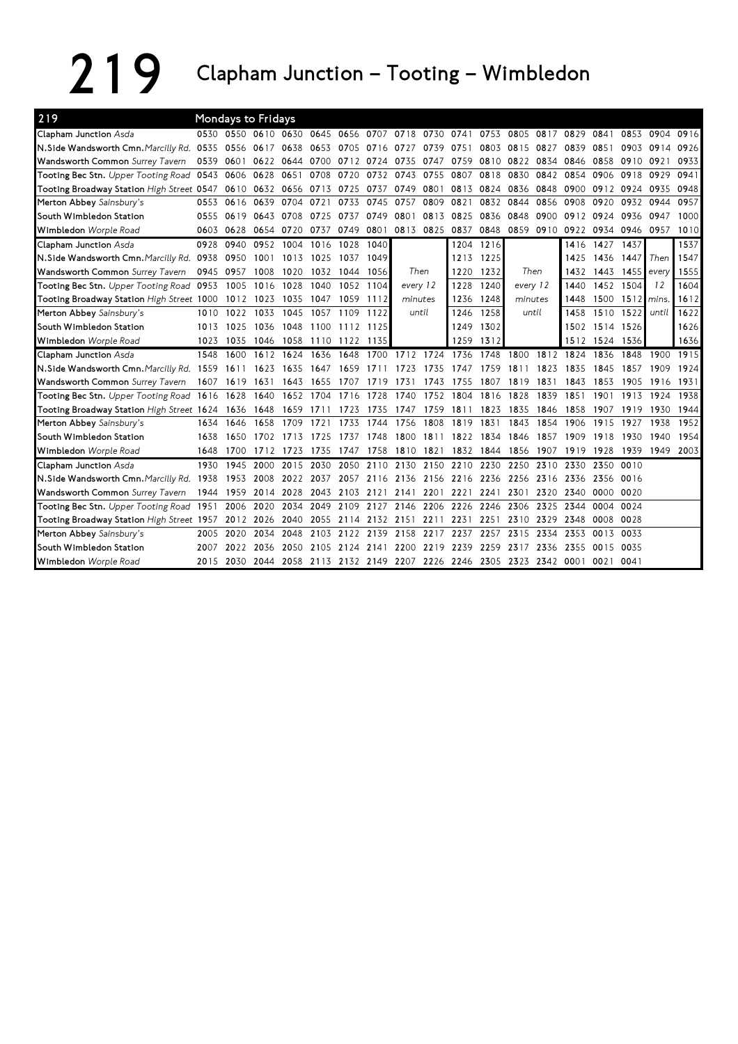# 219 Clapham Junction – Tooting – Wimbledon

| 219 | Mondays to Fridays | | | | | | | | | | | | | | | | | |
|---|---|---|---|---|---|---|---|---|---|---|---|---|---|---|---|---|---|---|
| **Clapham Junction** *Asda* | 0530 | 0550 | 0610 | 0630 | 0645 | 0656 | 0707 | 0718 | 0730 | 0741 | 0753 | 0805 | 0817 | 0829 | 0841 | 0853 | 0904 | 0916 |
| **N.Side Wandsworth Cmn.** *Marcilly Rd.* | 0535 | 0556 | 0617 | 0638 | 0653 | 0705 | 0716 | 0727 | 0739 | 0751 | 0803 | 0815 | 0827 | 0839 | 0851 | 0903 | 0914 | 0926 |
| **Wandsworth Common** *Surrey Tavern* | 0539 | 0601 | 0622 | 0644 | 0700 | 0712 | 0724 | 0735 | 0747 | 0759 | 0810 | 0822 | 0834 | 0846 | 0858 | 0910 | 0921 | 0933 |
| **Tooting Bec Stn.** *Upper Tooting Road* | 0543 | 0606 | 0628 | 0651 | 0708 | 0720 | 0732 | 0743 | 0755 | 0807 | 0818 | 0830 | 0842 | 0854 | 0906 | 0918 | 0929 | 0941 |
| **Tooting Broadway Station** *High Street* | 0547 | 0610 | 0632 | 0656 | 0713 | 0725 | 0737 | 0749 | 0801 | 0813 | 0824 | 0836 | 0848 | 0900 | 0912 | 0924 | 0935 | 0948 |
| **Merton Abbey** *Sainsbury's* | 0553 | 0616 | 0639 | 0704 | 0721 | 0733 | 0745 | 0757 | 0809 | 0821 | 0832 | 0844 | 0856 | 0908 | 0920 | 0932 | 0944 | 0957 |
| **South Wimbledon Station** | 0555 | 0619 | 0643 | 0708 | 0725 | 0737 | 0749 | 0801 | 0813 | 0825 | 0836 | 0848 | 0900 | 0912 | 0924 | 0936 | 0947 | 1000 |
| **Wimbledon** *Worple Road* | 0603 | 0628 | 0654 | 0720 | 0737 | 0749 | 0801 | 0813 | 0825 | 0837 | 0848 | 0859 | 0910 | 0922 | 0934 | 0946 | 0957 | 1010 |
| **Clapham Junction** *Asda* | 0928 | 0940 | 0952 | 1004 | 1016 | 1028 | 1040 | | | 1204 | 1216 | | | 1416 | 1427 | 1437 | | 1537 |
| **N.Side Wandsworth Cmn.** *Marcilly Rd.* | 0938 | 0950 | 1001 | 1013 | 1025 | 1037 | 1049 | | | 1213 | 1225 | | | 1425 | 1436 | 1447 | Then | 1547 |
| **Wandsworth Common** *Surrey Tavern* | 0945 | 0957 | 1008 | 1020 | 1032 | 1044 | 1056 | Then | | 1220 | 1232 | Then | | 1432 | 1443 | 1455 | every | 1555 |
| **Tooting Bec Stn.** *Upper Tooting Road* | 0953 | 1005 | 1016 | 1028 | 1040 | 1052 | 1104 | every 12 | | 1228 | 1240 | every 12 | | 1440 | 1452 | 1504 | 12 | 1604 |
| **Tooting Broadway Station** *High Street* | 1000 | 1012 | 1023 | 1035 | 1047 | 1059 | 1112 | minutes | | 1236 | 1248 | minutes | | 1448 | 1500 | 1512 | mins. | 1612 |
| **Merton Abbey** *Sainsbury's* | 1010 | 1022 | 1033 | 1045 | 1057 | 1109 | 1122 | until | | 1246 | 1258 | until | | 1458 | 1510 | 1522 | until | 1622 |
| **South Wimbledon Station** | 1013 | 1025 | 1036 | 1048 | 1100 | 1112 | 1125 | | | 1249 | 1302 | | | 1502 | 1514 | 1526 | | 1626 |
| **Wimbledon** *Worple Road* | 1023 | 1035 | 1046 | 1058 | 1110 | 1122 | 1135 | | | 1259 | 1312 | | | 1512 | 1524 | 1536 | | 1636 |
| **Clapham Junction** *Asda* | 1548 | 1600 | 1612 | 1624 | 1636 | 1648 | 1700 | 1712 | 1724 | 1736 | 1748 | 1800 | 1812 | 1824 | 1836 | 1848 | 1900 | 1915 |
| **N.Side Wandsworth Cmn.** *Marcilly Rd.* | 1559 | 1611 | 1623 | 1635 | 1647 | 1659 | 1711 | 1723 | 1735 | 1747 | 1759 | 1811 | 1823 | 1835 | 1845 | 1857 | 1909 | 1924 |
| **Wandsworth Common** *Surrey Tavern* | 1607 | 1619 | 1631 | 1643 | 1655 | 1707 | 1719 | 1731 | 1743 | 1755 | 1807 | 1819 | 1831 | 1843 | 1853 | 1905 | 1916 | 1931 |
| **Tooting Bec Stn.** *Upper Tooting Road* | 1616 | 1628 | 1640 | 1652 | 1704 | 1716 | 1728 | 1740 | 1752 | 1804 | 1816 | 1828 | 1839 | 1851 | 1901 | 1913 | 1924 | 1938 |
| **Tooting Broadway Station** *High Street* | 1624 | 1636 | 1648 | 1659 | 1711 | 1723 | 1735 | 1747 | 1759 | 1811 | 1823 | 1835 | 1846 | 1858 | 1907 | 1919 | 1930 | 1944 |
| **Merton Abbey** *Sainsbury's* | 1634 | 1646 | 1658 | 1709 | 1721 | 1733 | 1744 | 1756 | 1808 | 1819 | 1831 | 1843 | 1854 | 1906 | 1915 | 1927 | 1938 | 1952 |
| **South Wimbledon Station** | 1638 | 1650 | 1702 | 1713 | 1725 | 1737 | 1748 | 1800 | 1811 | 1822 | 1834 | 1846 | 1857 | 1909 | 1918 | 1930 | 1940 | 1954 |
| **Wimbledon** *Worple Road* | 1648 | 1700 | 1712 | 1723 | 1735 | 1747 | 1758 | 1810 | 1821 | 1832 | 1844 | 1856 | 1907 | 1919 | 1928 | 1939 | 1949 | 2003 |
| **Clapham Junction** *Asda* | 1930 | 1945 | 2000 | 2015 | 2030 | 2050 | 2110 | 2130 | 2150 | 2210 | 2230 | 2250 | 2310 | 2330 | 2350 | 0010 | | |
| **N.Side Wandsworth Cmn.** *Marcilly Rd.* | 1938 | 1953 | 2008 | 2022 | 2037 | 2057 | 2116 | 2136 | 2156 | 2216 | 2236 | 2256 | 2316 | 2336 | 2356 | 0016 | | |
| **Wandsworth Common** *Surrey Tavern* | 1944 | 1959 | 2014 | 2028 | 2043 | 2103 | 2121 | 2141 | 2201 | 2221 | 2241 | 2301 | 2320 | 2340 | 0000 | 0020 | | |
| **Tooting Bec Stn.** *Upper Tooting Road* | 1951 | 2006 | 2020 | 2034 | 2049 | 2109 | 2127 | 2146 | 2206 | 2226 | 2246 | 2306 | 2325 | 2344 | 0004 | 0024 | | |
| **Tooting Broadway Station** *High Street* | 1957 | 2012 | 2026 | 2040 | 2055 | 2114 | 2132 | 2151 | 2211 | 2231 | 2251 | 2310 | 2329 | 2348 | 0008 | 0028 | | |
| **Merton Abbey** *Sainsbury's* | 2005 | 2020 | 2034 | 2048 | 2103 | 2122 | 2139 | 2158 | 2217 | 2237 | 2257 | 2315 | 2334 | 2353 | 0013 | 0033 | | |
| **South Wimbledon Station** | 2007 | 2022 | 2036 | 2050 | 2105 | 2124 | 2141 | 2200 | 2219 | 2239 | 2259 | 2317 | 2336 | 2355 | 0015 | 0035 | | |
| **Wimbledon** *Worple Road* | 2015 | 2030 | 2044 | 2058 | 2113 | 2132 | 2149 | 2207 | 2226 | 2246 | 2305 | 2323 | 2342 | 0001 | 0021 | 0041 | | |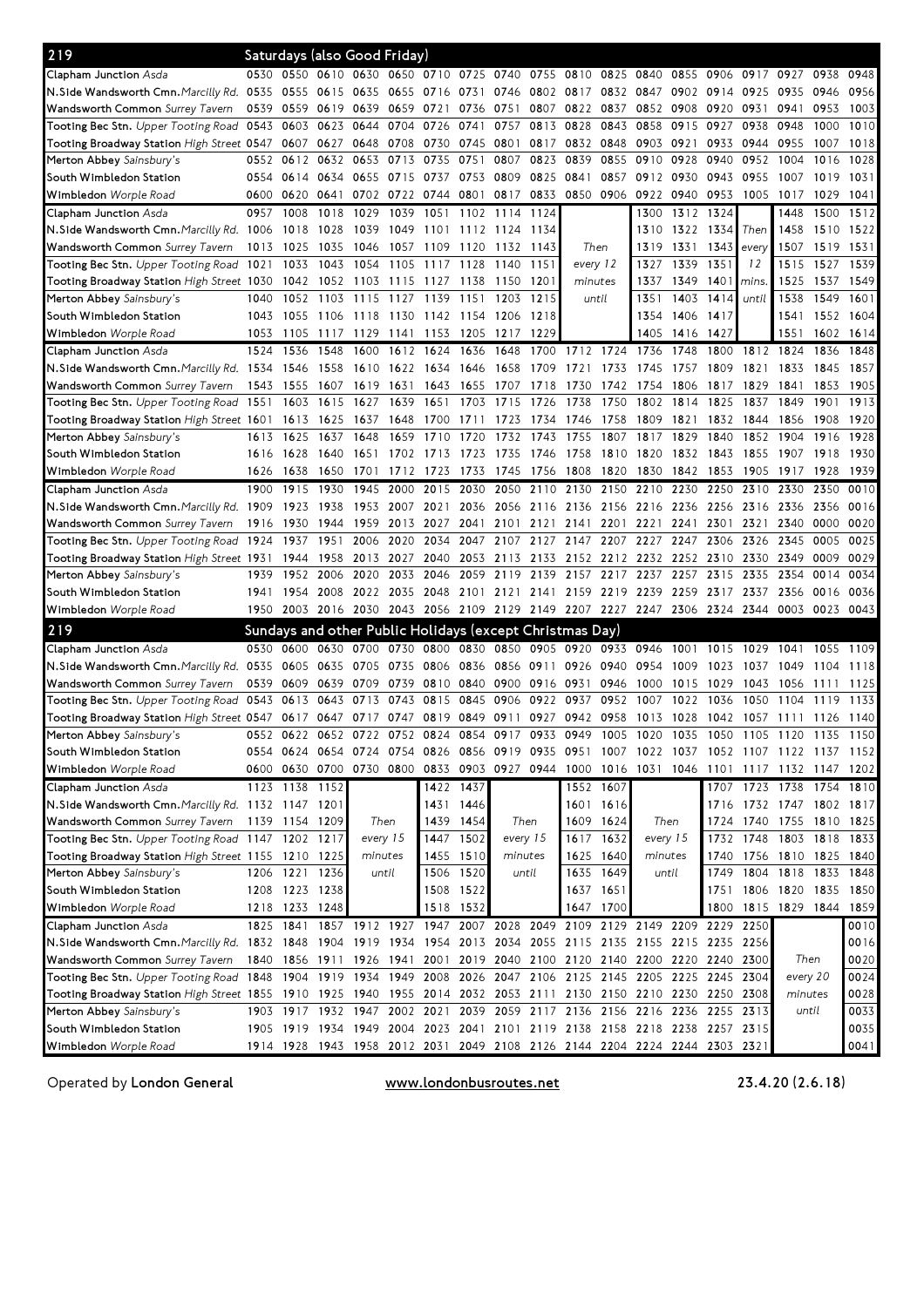## 219 Saturdays (also Good Friday)

| | | | | | | | | | | | | | | | | | | |
|---|---|---|---|---|---|---|---|---|---|---|---|---|---|---|---|---|---|---|
| Clapham Junction *Asda* | 0530 | 0550 | 0610 | 0630 | 0650 | 0710 | 0725 | 0740 | 0755 | 0810 | 0825 | 0840 | 0855 | 0906 | 0917 | 0927 | 0938 | 0948 |
| N.Side Wandsworth Cmn. *Marcilly Rd.* | 0535 | 0555 | 0615 | 0635 | 0655 | 0716 | 0731 | 0746 | 0802 | 0817 | 0832 | 0847 | 0902 | 0914 | 0925 | 0935 | 0946 | 0956 |
| Wandsworth Common *Surrey Tavern* | 0539 | 0559 | 0619 | 0639 | 0659 | 0721 | 0736 | 0751 | 0807 | 0822 | 0837 | 0852 | 0908 | 0920 | 0931 | 0941 | 0953 | 1003 |
| Tooting Bec Stn. *Upper Tooting Road* | 0543 | 0603 | 0623 | 0644 | 0704 | 0726 | 0741 | 0757 | 0813 | 0828 | 0843 | 0858 | 0915 | 0927 | 0938 | 0948 | 1000 | 1010 |
| Tooting Broadway Station *High Street* | 0547 | 0607 | 0627 | 0648 | 0708 | 0730 | 0745 | 0801 | 0817 | 0832 | 0848 | 0903 | 0921 | 0933 | 0944 | 0955 | 1007 | 1018 |
| Merton Abbey *Sainsbury's* | 0552 | 0612 | 0632 | 0653 | 0713 | 0735 | 0751 | 0807 | 0823 | 0839 | 0855 | 0910 | 0928 | 0940 | 0952 | 1004 | 1016 | 1028 |
| South Wimbledon Station | 0554 | 0614 | 0634 | 0655 | 0715 | 0737 | 0753 | 0809 | 0825 | 0841 | 0857 | 0912 | 0930 | 0943 | 0955 | 1007 | 1019 | 1031 |
| Wimbledon *Worple Road* | 0600 | 0620 | 0641 | 0702 | 0722 | 0744 | 0801 | 0817 | 0833 | 0850 | 0906 | 0922 | 0940 | 0953 | 1005 | 1017 | 1029 | 1041 |

| | | | | | | | | | | | | | | | | |
|---|---|---|---|---|---|---|---|---|---|---|---|---|---|---|---|---|
| Clapham Junction *Asda* | 0957 | 1008 | 1018 | 1029 | 1039 | 1051 | 1102 | 1114 | 1124 | | 1300 | 1312 | 1324 | | 1448 | 1500 | 1512 |
| N.Side Wandsworth Cmn. *Marcilly Rd.* | 1006 | 1018 | 1028 | 1039 | 1049 | 1101 | 1112 | 1124 | 1134 | | 1310 | 1322 | 1334 | *Then* | 1458 | 1510 | 1522 |
| Wandsworth Common *Surrey Tavern* | 1013 | 1025 | 1035 | 1046 | 1057 | 1109 | 1120 | 1132 | 1143 | *Then* | 1319 | 1331 | 1343 | *every* | 1507 | 1519 | 1531 |
| Tooting Bec Stn. *Upper Tooting Road* | 1021 | 1033 | 1043 | 1054 | 1105 | 1117 | 1128 | 1140 | 1151 | *every 12* | 1327 | 1339 | 1351 | *12* | 1515 | 1527 | 1539 |
| Tooting Broadway Station *High Street* | 1030 | 1042 | 1052 | 1103 | 1115 | 1127 | 1138 | 1150 | 1201 | *minutes* | 1337 | 1349 | 1401 | *mins.* | 1525 | 1537 | 1549 |
| Merton Abbey *Sainsbury's* | 1040 | 1052 | 1103 | 1115 | 1127 | 1139 | 1151 | 1203 | 1215 | *until* | 1351 | 1403 | 1414 | *until* | 1538 | 1549 | 1601 |
| South Wimbledon Station | 1043 | 1055 | 1106 | 1118 | 1130 | 1142 | 1154 | 1206 | 1218 | | 1354 | 1406 | 1417 | | 1541 | 1552 | 1604 |
| Wimbledon *Worple Road* | 1053 | 1105 | 1117 | 1129 | 1141 | 1153 | 1205 | 1217 | 1229 | | 1405 | 1416 | 1427 | | 1551 | 1602 | 1614 |

| | | | | | | | | | | | | | | | | | | |
|---|---|---|---|---|---|---|---|---|---|---|---|---|---|---|---|---|---|---|
| Clapham Junction *Asda* | 1524 | 1536 | 1548 | 1600 | 1612 | 1624 | 1636 | 1648 | 1700 | 1712 | 1724 | 1736 | 1748 | 1800 | 1812 | 1824 | 1836 | 1848 |
| N.Side Wandsworth Cmn. *Marcilly Rd.* | 1534 | 1546 | 1558 | 1610 | 1622 | 1634 | 1646 | 1658 | 1709 | 1721 | 1733 | 1745 | 1757 | 1809 | 1821 | 1833 | 1845 | 1857 |
| Wandsworth Common *Surrey Tavern* | 1543 | 1555 | 1607 | 1619 | 1631 | 1643 | 1655 | 1707 | 1718 | 1730 | 1742 | 1754 | 1806 | 1817 | 1829 | 1841 | 1853 | 1905 |
| Tooting Bec Stn. *Upper Tooting Road* | 1551 | 1603 | 1615 | 1627 | 1639 | 1651 | 1703 | 1715 | 1726 | 1738 | 1750 | 1802 | 1814 | 1825 | 1837 | 1849 | 1901 | 1913 |
| Tooting Broadway Station *High Street* | 1601 | 1613 | 1625 | 1637 | 1648 | 1700 | 1711 | 1723 | 1734 | 1746 | 1758 | 1809 | 1821 | 1832 | 1844 | 1856 | 1908 | 1920 |
| Merton Abbey *Sainsbury's* | 1613 | 1625 | 1637 | 1648 | 1659 | 1710 | 1720 | 1732 | 1743 | 1755 | 1807 | 1817 | 1829 | 1840 | 1852 | 1904 | 1916 | 1928 |
| South Wimbledon Station | 1616 | 1628 | 1640 | 1651 | 1702 | 1713 | 1723 | 1735 | 1746 | 1758 | 1810 | 1820 | 1832 | 1843 | 1855 | 1907 | 1918 | 1930 |
| Wimbledon *Worple Road* | 1626 | 1638 | 1650 | 1701 | 1712 | 1723 | 1733 | 1745 | 1756 | 1808 | 1820 | 1830 | 1842 | 1853 | 1905 | 1917 | 1928 | 1939 |

| | | | | | | | | | | | | | | | | | | |
|---|---|---|---|---|---|---|---|---|---|---|---|---|---|---|---|---|---|---|
| Clapham Junction *Asda* | 1900 | 1915 | 1930 | 1945 | 2000 | 2015 | 2030 | 2050 | 2110 | 2130 | 2150 | 2210 | 2230 | 2250 | 2310 | 2330 | 2350 | 0010 |
| N.Side Wandsworth Cmn. *Marcilly Rd.* | 1909 | 1923 | 1938 | 1953 | 2007 | 2021 | 2036 | 2056 | 2116 | 2136 | 2156 | 2216 | 2236 | 2256 | 2316 | 2336 | 2356 | 0016 |
| Wandsworth Common *Surrey Tavern* | 1916 | 1930 | 1944 | 1959 | 2013 | 2027 | 2041 | 2101 | 2121 | 2141 | 2201 | 2221 | 2241 | 2301 | 2321 | 2340 | 0000 | 0020 |
| Tooting Bec Stn. *Upper Tooting Road* | 1924 | 1937 | 1951 | 2006 | 2020 | 2034 | 2047 | 2107 | 2127 | 2147 | 2207 | 2227 | 2247 | 2306 | 2326 | 2345 | 0005 | 0025 |
| Tooting Broadway Station *High Street* | 1931 | 1944 | 1958 | 2013 | 2027 | 2040 | 2053 | 2113 | 2133 | 2152 | 2212 | 2232 | 2252 | 2310 | 2330 | 2349 | 0009 | 0029 |
| Merton Abbey *Sainsbury's* | 1939 | 1952 | 2006 | 2020 | 2033 | 2046 | 2059 | 2119 | 2139 | 2157 | 2217 | 2237 | 2257 | 2315 | 2335 | 2354 | 0014 | 0034 |
| South Wimbledon Station | 1941 | 1954 | 2008 | 2022 | 2035 | 2048 | 2101 | 2121 | 2141 | 2159 | 2219 | 2239 | 2259 | 2317 | 2337 | 2356 | 0016 | 0036 |
| Wimbledon *Worple Road* | 1950 | 2003 | 2016 | 2030 | 2043 | 2056 | 2109 | 2129 | 2149 | 2207 | 2227 | 2247 | 2306 | 2324 | 2344 | 0003 | 0023 | 0043 |

## 219 Sundays and other Public Holidays (except Christmas Day)

| | | | | | | | | | | | | | | | | | | |
|---|---|---|---|---|---|---|---|---|---|---|---|---|---|---|---|---|---|---|
| Clapham Junction *Asda* | 0530 | 0600 | 0630 | 0700 | 0730 | 0800 | 0830 | 0850 | 0905 | 0920 | 0933 | 0946 | 1001 | 1015 | 1029 | 1041 | 1055 | 1109 |
| N.Side Wandsworth Cmn. *Marcilly Rd.* | 0535 | 0605 | 0635 | 0705 | 0735 | 0806 | 0836 | 0856 | 0911 | 0926 | 0940 | 0954 | 1009 | 1023 | 1037 | 1049 | 1104 | 1118 |
| Wandsworth Common *Surrey Tavern* | 0539 | 0609 | 0639 | 0709 | 0739 | 0810 | 0840 | 0900 | 0916 | 0931 | 0946 | 1000 | 1015 | 1029 | 1043 | 1056 | 1111 | 1125 |
| Tooting Bec Stn. *Upper Tooting Road* | 0543 | 0613 | 0643 | 0713 | 0743 | 0815 | 0845 | 0906 | 0922 | 0937 | 0952 | 1007 | 1022 | 1036 | 1050 | 1104 | 1119 | 1133 |
| Tooting Broadway Station *High Street* | 0547 | 0617 | 0647 | 0717 | 0747 | 0819 | 0849 | 0911 | 0927 | 0942 | 0958 | 1013 | 1028 | 1042 | 1057 | 1111 | 1126 | 1140 |
| Merton Abbey *Sainsbury's* | 0552 | 0622 | 0652 | 0722 | 0752 | 0824 | 0854 | 0917 | 0933 | 0949 | 1005 | 1020 | 1035 | 1050 | 1105 | 1120 | 1135 | 1150 |
| South Wimbledon Station | 0554 | 0624 | 0654 | 0724 | 0754 | 0826 | 0856 | 0919 | 0935 | 0951 | 1007 | 1022 | 1037 | 1052 | 1107 | 1122 | 1137 | 1152 |
| Wimbledon *Worple Road* | 0600 | 0630 | 0700 | 0730 | 0800 | 0833 | 0903 | 0927 | 0944 | 1000 | 1016 | 1031 | 1046 | 1101 | 1117 | 1132 | 1147 | 1202 |

| | | | | | | | | | | | | | | | | |
|---|---|---|---|---|---|---|---|---|---|---|---|---|---|---|---|---|
| Clapham Junction *Asda* | 1123 | 1138 | 1152 | | 1422 | 1437 | | 1552 | 1607 | | 1707 | 1723 | 1738 | 1754 | 1810 |
| N.Side Wandsworth Cmn. *Marcilly Rd.* | 1132 | 1147 | 1201 | | 1431 | 1446 | | 1601 | 1616 | | 1716 | 1732 | 1747 | 1802 | 1817 |
| Wandsworth Common *Surrey Tavern* | 1139 | 1154 | 1209 | *Then* | 1439 | 1454 | *Then* | 1609 | 1624 | *Then* | 1724 | 1740 | 1755 | 1810 | 1825 |
| Tooting Bec Stn. *Upper Tooting Road* | 1147 | 1202 | 1217 | *every 15* | 1447 | 1502 | *every 15* | 1617 | 1632 | *every 15* | 1732 | 1748 | 1803 | 1818 | 1833 |
| Tooting Broadway Station *High Street* | 1155 | 1210 | 1225 | *minutes* | 1455 | 1510 | *minutes* | 1625 | 1640 | *minutes* | 1740 | 1756 | 1810 | 1825 | 1840 |
| Merton Abbey *Sainsbury's* | 1206 | 1221 | 1236 | *until* | 1506 | 1520 | *until* | 1635 | 1649 | *until* | 1749 | 1804 | 1818 | 1833 | 1848 |
| South Wimbledon Station | 1208 | 1223 | 1238 | | 1508 | 1522 | | 1637 | 1651 | | 1751 | 1806 | 1820 | 1835 | 1850 |
| Wimbledon *Worple Road* | 1218 | 1233 | 1248 | | 1518 | 1532 | | 1647 | 1700 | | 1800 | 1815 | 1829 | 1844 | 1859 |

| | | | | | | | | | | | | | | | | |
|---|---|---|---|---|---|---|---|---|---|---|---|---|---|---|---|---|
| Clapham Junction *Asda* | 1825 | 1841 | 1857 | 1912 | 1927 | 1947 | 2007 | 2028 | 2049 | 2109 | 2129 | 2149 | 2209 | 2229 | 2250 | | 0010 |
| N.Side Wandsworth Cmn. *Marcilly Rd.* | 1832 | 1848 | 1904 | 1919 | 1934 | 1954 | 2013 | 2034 | 2055 | 2115 | 2135 | 2155 | 2215 | 2235 | 2256 | | 0016 |
| Wandsworth Common *Surrey Tavern* | 1840 | 1856 | 1911 | 1926 | 1941 | 2001 | 2019 | 2040 | 2100 | 2120 | 2140 | 2200 | 2220 | 2240 | 2300 | *Then* | 0020 |
| Tooting Bec Stn. *Upper Tooting Road* | 1848 | 1904 | 1919 | 1934 | 1949 | 2008 | 2026 | 2047 | 2106 | 2125 | 2145 | 2205 | 2225 | 2245 | 2304 | *every 20* | 0024 |
| Tooting Broadway Station *High Street* | 1855 | 1910 | 1925 | 1940 | 1955 | 2014 | 2032 | 2053 | 2111 | 2130 | 2150 | 2210 | 2230 | 2250 | 2308 | *minutes* | 0028 |
| Merton Abbey *Sainsbury's* | 1903 | 1917 | 1932 | 1947 | 2002 | 2021 | 2039 | 2059 | 2117 | 2136 | 2156 | 2216 | 2236 | 2255 | 2313 | *until* | 0033 |
| South Wimbledon Station | 1905 | 1919 | 1934 | 1949 | 2004 | 2023 | 2041 | 2101 | 2119 | 2138 | 2158 | 2218 | 2238 | 2257 | 2315 | | 0035 |
| Wimbledon *Worple Road* | 1914 | 1928 | 1943 | 1958 | 2012 | 2031 | 2049 | 2108 | 2126 | 2144 | 2204 | 2224 | 2244 | 2303 | 2321 | | 0041 |

Operated by **London General** www.londonbusroutes.net 23.4.20 (2.6.18)